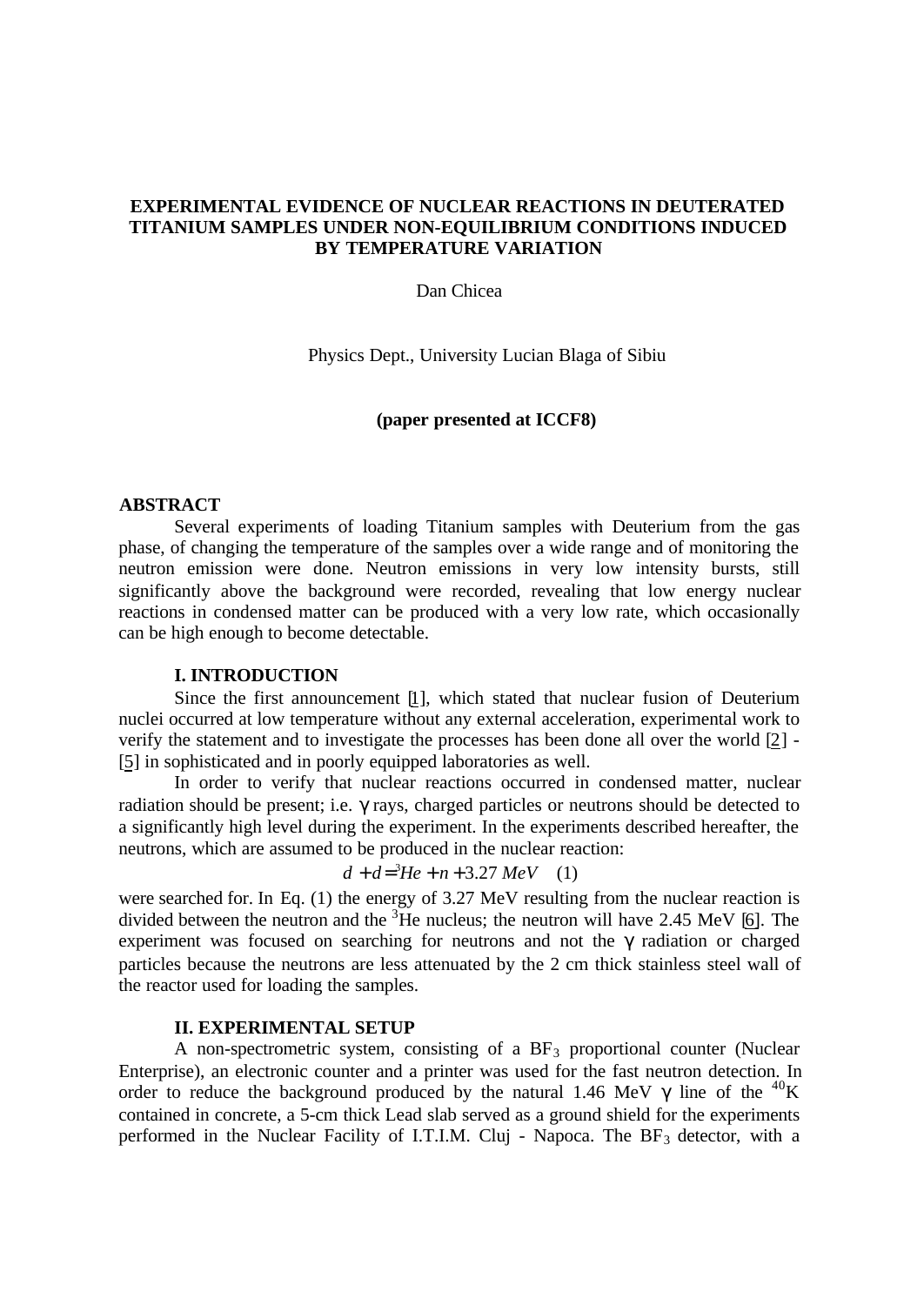# EXPERIMENTAL EVIDENCE OF NUCLEAR REACTIONS IN DEUTERATED TITANIUM SAMPLES UNDER NON-EQUILIBRIUM CONDITIONS INDUCED BY TEMPERATURE VARIATION

Dan Chicea

Physics Dept., University Lucian Blaga of Sibiu

**(paper presented at ICCF8)**

## ABSTRACT

Several experiments of loading Titanium samples with Deuterium from the gas phase, of changing the temperature of the samples over a wide range and of monitoring the neutron emission were done. Neutron emissions in very low intensity bursts, still significantly above the background were recorded, revealing that low energy nuclear reactions in condensed matter can be produced with a very low rate, which occasionally can be high enough to become detectable.

### I. INTRODUCTION

Since the first announcement [1], which stated that nuclear fusion of Deuterium nuclei occurred at low temperature without any external acceleration, experimental work to verify the statement and to investigate the processes has been done all over the world [2] - [5] in sophisticated and in poorly equipped laboratories as well.

In order to verify that nuclear reactions occurred in condensed matter, nuclear radiation should be present; i.e. $\gamma$ rays, charged particles or neutrons should be detected to a significantly high level during the experiment. In the experiments described hereafter, the neutrons, which are assumed to be produced in the nuclear reaction:

$$d + d = {}^{3}He + n + 3.27\ MeV \quad (1)$$

were searched for. In Eq. (1) the energy of 3.27 MeV resulting from the nuclear reaction is divided between the neutron and the $^{3}$He nucleus; the neutron will have 2.45 MeV [6]. The experiment was focused on searching for neutrons and not the $\gamma$ radiation or charged particles because the neutrons are less attenuated by the 2 cm thick stainless steel wall of the reactor used for loading the samples.

### II. EXPERIMENTAL SETUP

A non-spectrometric system, consisting of a $BF_3$ proportional counter (Nuclear Enterprise), an electronic counter and a printer was used for the fast neutron detection. In order to reduce the background produced by the natural 1.46 MeV $\gamma$ line of the $^{40}$K contained in concrete, a 5-cm thick Lead slab served as a ground shield for the experiments performed in the Nuclear Facility of I.T.I.M. Cluj - Napoca. The $BF_3$ detector, with a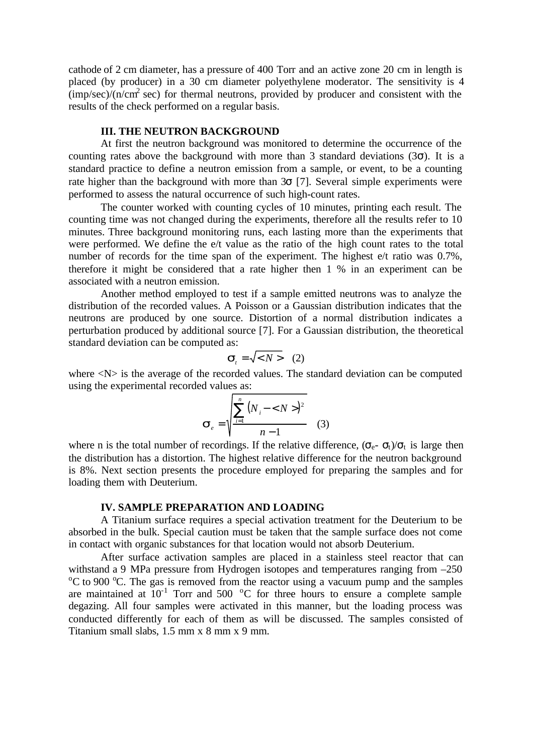cathode of 2 cm diameter, has a pressure of 400 Torr and an active zone 20 cm in length is placed (by producer) in a 30 cm diameter polyethylene moderator. The sensitivity is 4 (imp/sec)/(n/cm$^2$ sec) for thermal neutrons, provided by producer and consistent with the results of the check performed on a regular basis.

## III. THE NEUTRON BACKGROUND

At first the neutron background was monitored to determine the occurrence of the counting rates above the background with more than 3 standard deviations ($3\sigma$). It is a standard practice to define a neutron emission from a sample, or event, to be a counting rate higher than the background with more than $3\sigma$ [7]. Several simple experiments were performed to assess the natural occurrence of such high-count rates.

The counter worked with counting cycles of 10 minutes, printing each result. The counting time was not changed during the experiments, therefore all the results refer to 10 minutes. Three background monitoring runs, each lasting more than the experiments that were performed. We define the e/t value as the ratio of the high count rates to the total number of records for the time span of the experiment. The highest e/t ratio was 0.7%, therefore it might be considered that a rate higher then 1 % in an experiment can be associated with a neutron emission.

Another method employed to test if a sample emitted neutrons was to analyze the distribution of the recorded values. A Poisson or a Gaussian distribution indicates that the neutrons are produced by one source. Distortion of a normal distribution indicates a perturbation produced by additional source [7]. For a Gaussian distribution, the theoretical standard deviation can be computed as:

$$\sigma_t = \sqrt{<N>} \quad (2)$$

where <N> is the average of the recorded values. The standard deviation can be computed using the experimental recorded values as:

$$\sigma_e = \sqrt{\frac{\sum_{i=1}^{n} \left(N_i - <N>\right)^2}{n-1}} \quad (3)$$

where n is the total number of recordings. If the relative difference, $(\sigma_e - \sigma_t)/\sigma_t$ is large then the distribution has a distortion. The highest relative difference for the neutron background is 8%. Next section presents the procedure employed for preparing the samples and for loading them with Deuterium.

## IV. SAMPLE PREPARATION AND LOADING

A Titanium surface requires a special activation treatment for the Deuterium to be absorbed in the bulk. Special caution must be taken that the sample surface does not come in contact with organic substances for that location would not absorb Deuterium.

After surface activation samples are placed in a stainless steel reactor that can withstand a 9 MPa pressure from Hydrogen isotopes and temperatures ranging from –250 $^o$C to 900 $^o$C. The gas is removed from the reactor using a vacuum pump and the samples are maintained at $10^{-1}$ Torr and 500 $^o$C for three hours to ensure a complete sample degazing. All four samples were activated in this manner, but the loading process was conducted differently for each of them as will be discussed. The samples consisted of Titanium small slabs, 1.5 mm x 8 mm x 9 mm.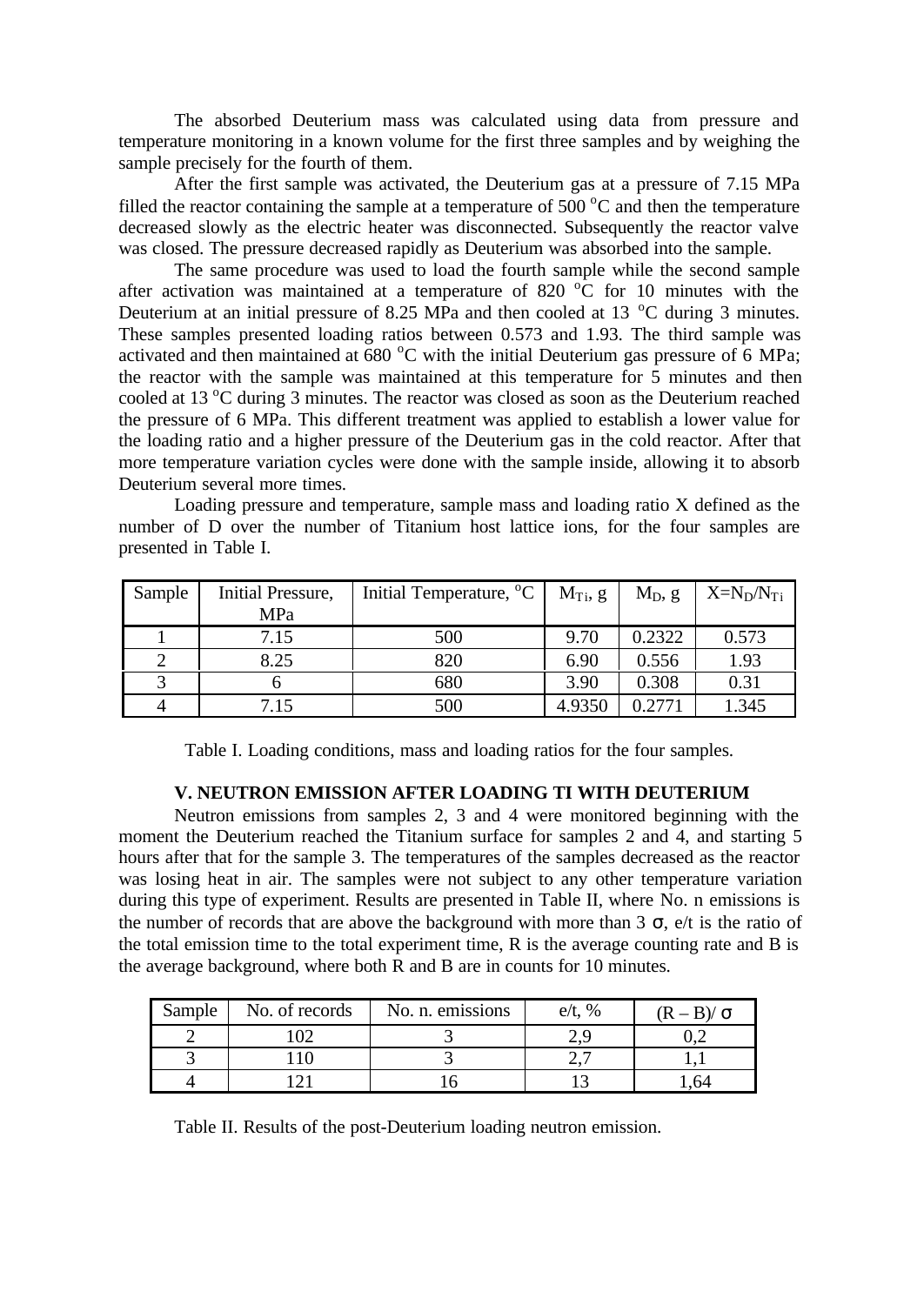The absorbed Deuterium mass was calculated using data from pressure and temperature monitoring in a known volume for the first three samples and by weighing the sample precisely for the fourth of them.

After the first sample was activated, the Deuterium gas at a pressure of 7.15 MPa filled the reactor containing the sample at a temperature of 500 $^oC$ and then the temperature decreased slowly as the electric heater was disconnected. Subsequently the reactor valve was closed. The pressure decreased rapidly as Deuterium was absorbed into the sample.

The same procedure was used to load the fourth sample while the second sample after activation was maintained at a temperature of 820 $^oC$ for 10 minutes with the Deuterium at an initial pressure of 8.25 MPa and then cooled at 13 $^oC$ during 3 minutes. These samples presented loading ratios between 0.573 and 1.93. The third sample was activated and then maintained at 680 $^oC$ with the initial Deuterium gas pressure of 6 MPa; the reactor with the sample was maintained at this temperature for 5 minutes and then cooled at 13 $^oC$ during 3 minutes. The reactor was closed as soon as the Deuterium reached the pressure of 6 MPa. This different treatment was applied to establish a lower value for the loading ratio and a higher pressure of the Deuterium gas in the cold reactor. After that more temperature variation cycles were done with the sample inside, allowing it to absorb Deuterium several more times.

Loading pressure and temperature, sample mass and loading ratio X defined as the number of D over the number of Titanium host lattice ions, for the four samples are presented in Table I.

| Sample | Initial Pressure, MPa | Initial Temperature, $^oC$ | $M_{Ti}$, g | $M_D$, g | $X=N_D/N_{Ti}$ |
|---|---|---|---|---|---|
| 1 | 7.15 | 500 | 9.70 | 0.2322 | 0.573 |
| 2 | 8.25 | 820 | 6.90 | 0.556 | 1.93 |
| 3 | 6 | 680 | 3.90 | 0.308 | 0.31 |
| 4 | 7.15 | 500 | 4.9350 | 0.2771 | 1.345 |

Table I. Loading conditions, mass and loading ratios for the four samples.

### V. NEUTRON EMISSION AFTER LOADING TI WITH DEUTERIUM

Neutron emissions from samples 2, 3 and 4 were monitored beginning with the moment the Deuterium reached the Titanium surface for samples 2 and 4, and starting 5 hours after that for the sample 3. The temperatures of the samples decreased as the reactor was losing heat in air. The samples were not subject to any other temperature variation during this type of experiment. Results are presented in Table II, where No. n emissions is the number of records that are above the background with more than 3 $\sigma$, e/t is the ratio of the total emission time to the total experiment time, R is the average counting rate and B is the average background, where both R and B are in counts for 10 minutes.

| Sample | No. of records | No. n. emissions | e/t, % | $(R – B)/\sigma$ |
|---|---|---|---|---|
| 2 | 102 | 3 | 2,9 | 0,2 |
| 3 | 110 | 3 | 2,7 | 1,1 |
| 4 | 121 | 16 | 13 | 1,64 |

Table II. Results of the post-Deuterium loading neutron emission.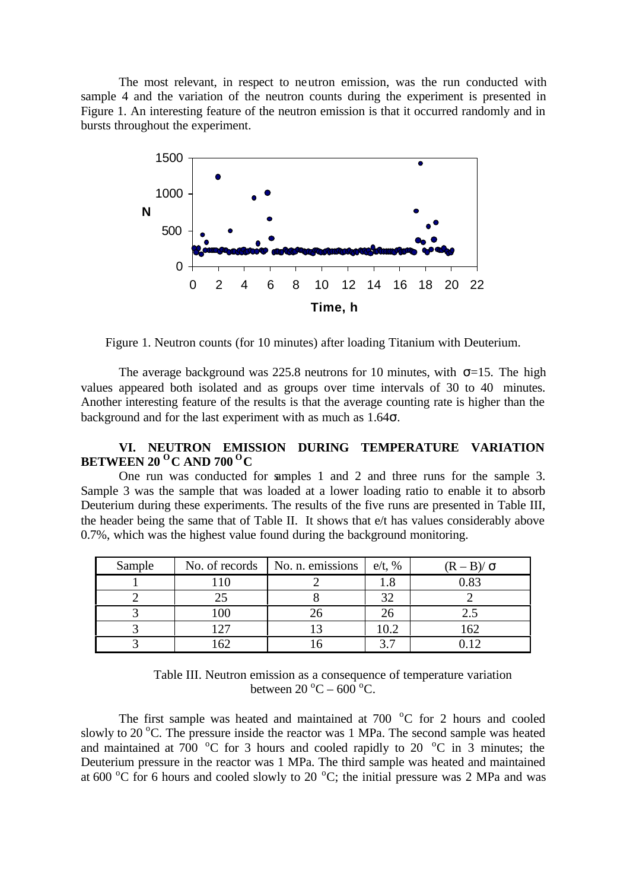The most relevant, in respect to neutron emission, was the run conducted with sample 4 and the variation of the neutron counts during the experiment is presented in Figure 1. An interesting feature of the neutron emission is that it occurred randomly and in bursts throughout the experiment.

Figure 1. Neutron counts (for 10 minutes) after loading Titanium with Deuterium.

The average background was 225.8 neutrons for 10 minutes, with $\sigma$=15. The high values appeared both isolated and as groups over time intervals of 30 to 40 minutes. Another interesting feature of the results is that the average counting rate is higher than the background and for the last experiment with as much as 1.64$\sigma$.

## VI. NEUTRON EMISSION DURING TEMPERATURE VARIATION BETWEEN 20 $^{O}$C AND 700 $^{O}$C

One run was conducted for samples 1 and 2 and three runs for the sample 3. Sample 3 was the sample that was loaded at a lower loading ratio to enable it to absorb Deuterium during these experiments. The results of the five runs are presented in Table III, the header being the same that of Table II. It shows that e/t has values considerably above 0.7%, which was the highest value found during the background monitoring.

| Sample | No. of records | No. n. emissions | e/t, % | (R – B)/ $\sigma$ |
|---|---|---|---|---|
| 1 | 110 | 2 | 1.8 | 0.83 |
| 2 | 25 | 8 | 32 | 2 |
| 3 | 100 | 26 | 26 | 2.5 |
| 3 | 127 | 13 | 10.2 | 162 |
| 3 | 162 | 16 | 3.7 | 0.12 |

Table III. Neutron emission as a consequence of temperature variation between 20 $^{o}$C – 600 $^{o}$C.

The first sample was heated and maintained at 700 $^{o}$C for 2 hours and cooled slowly to 20 $^{o}$C. The pressure inside the reactor was 1 MPa. The second sample was heated and maintained at 700 $^{o}$C for 3 hours and cooled rapidly to 20 $^{o}$C in 3 minutes; the Deuterium pressure in the reactor was 1 MPa. The third sample was heated and maintained at 600 $^{o}$C for 6 hours and cooled slowly to 20 $^{o}$C; the initial pressure was 2 MPa and was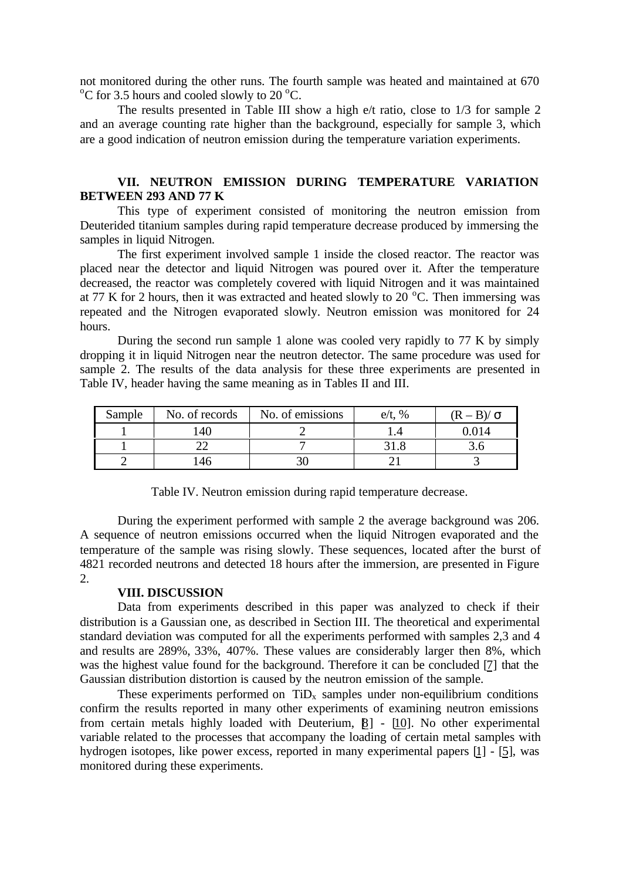not monitored during the other runs. The fourth sample was heated and maintained at 670 $^{o}$C for 3.5 hours and cooled slowly to 20 $^{o}$C.

The results presented in Table III show a high e/t ratio, close to 1/3 for sample 2 and an average counting rate higher than the background, especially for sample 3, which are a good indication of neutron emission during the temperature variation experiments.

## VII. NEUTRON EMISSION DURING TEMPERATURE VARIATION BETWEEN 293 AND 77 K

This type of experiment consisted of monitoring the neutron emission from Deuterided titanium samples during rapid temperature decrease produced by immersing the samples in liquid Nitrogen.

The first experiment involved sample 1 inside the closed reactor. The reactor was placed near the detector and liquid Nitrogen was poured over it. After the temperature decreased, the reactor was completely covered with liquid Nitrogen and it was maintained at 77 K for 2 hours, then it was extracted and heated slowly to 20 $^{o}$C. Then immersing was repeated and the Nitrogen evaporated slowly. Neutron emission was monitored for 24 hours.

During the second run sample 1 alone was cooled very rapidly to 77 K by simply dropping it in liquid Nitrogen near the neutron detector. The same procedure was used for sample 2. The results of the data analysis for these three experiments are presented in Table IV, header having the same meaning as in Tables II and III.

| Sample | No. of records | No. of emissions | e/t, % | $(R - B)/\sigma$ |
|---|---|---|---|---|
| 1 | 140 | 2 | 1.4 | 0.014 |
| 1 | 22 | 7 | 31.8 | 3.6 |
| 2 | 146 | 30 | 21 | 3 |

Table IV. Neutron emission during rapid temperature decrease.

During the experiment performed with sample 2 the average background was 206. A sequence of neutron emissions occurred when the liquid Nitrogen evaporated and the temperature of the sample was rising slowly. These sequences, located after the burst of 4821 recorded neutrons and detected 18 hours after the immersion, are presented in Figure 2.

## VIII. DISCUSSION

Data from experiments described in this paper was analyzed to check if their distribution is a Gaussian one, as described in Section III. The theoretical and experimental standard deviation was computed for all the experiments performed with samples 2,3 and 4 and results are 289%, 33%, 407%. These values are considerably larger then 8%, which was the highest value found for the background. Therefore it can be concluded [7] that the Gaussian distribution distortion is caused by the neutron emission of the sample.

These experiments performed on $TiD_x$ samples under non-equilibrium conditions confirm the results reported in many other experiments of examining neutron emissions from certain metals highly loaded with Deuterium, [8] - [10]. No other experimental variable related to the processes that accompany the loading of certain metal samples with hydrogen isotopes, like power excess, reported in many experimental papers [1] - [5], was monitored during these experiments.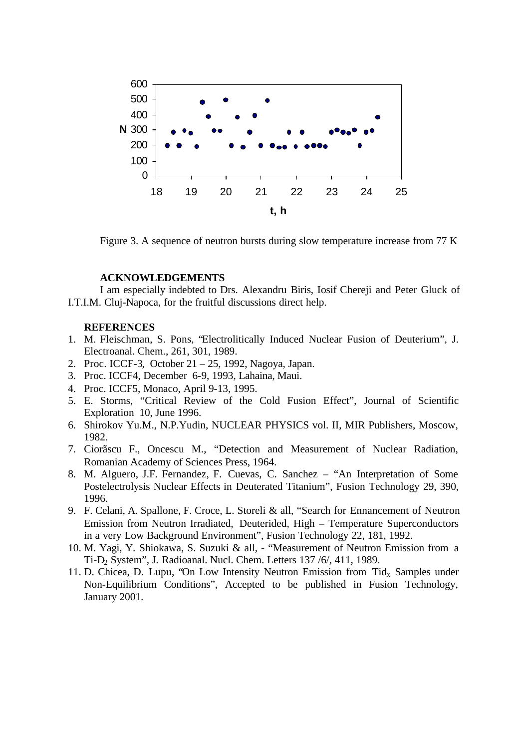600
500
400
N 300
200
100
0
18 19 20 21 22 23 24 25
t, h

Figure 3. A sequence of neutron bursts during slow temperature increase from 77 K

**ACKNOWLEDGEMENTS**

I am especially indebted to Drs. Alexandru Biris, Iosif Chereji and Peter Gluck of I.T.I.M. Cluj-Napoca, for the fruitful discussions direct help.

**REFERENCES**

1. M. Fleischman, S. Pons, "Electrolitically Induced Nuclear Fusion of Deuterium", J. Electroanal. Chem., 261, 301, 1989.
2. Proc. ICCF-3, October 21 – 25, 1992, Nagoya, Japan.
3. Proc. ICCF4, December 6-9, 1993, Lahaina, Maui.
4. Proc. ICCF5, Monaco, April 9-13, 1995.
5. E. Storms, "Critical Review of the Cold Fusion Effect", Journal of Scientific Exploration 10, June 1996.
6. Shirokov Yu.M., N.P.Yudin, NUCLEAR PHYSICS vol. II, MIR Publishers, Moscow, 1982.
7. Ciorãscu F., Oncescu M., "Detection and Measurement of Nuclear Radiation, Romanian Academy of Sciences Press, 1964.
8. M. Alguero, J.F. Fernandez, F. Cuevas, C. Sanchez – "An Interpretation of Some Postelectrolysis Nuclear Effects in Deuterated Titanium", Fusion Technology 29, 390, 1996.
9. F. Celani, A. Spallone, F. Croce, L. Storeli & all, "Search for Ennancement of Neutron Emission from Neutron Irradiated, Deuterided, High – Temperature Superconductors in a very Low Background Environment", Fusion Technology 22, 181, 1992.
10. M. Yagi, Y. Shiokawa, S. Suzuki & all, - "Measurement of Neutron Emission from a Ti-$D_2$ System", J. Radioanal. Nucl. Chem. Letters 137 /6/, 411, 1989.
11. D. Chicea, D. Lupu, "On Low Intensity Neutron Emission from $Tid_x$ Samples under Non-Equilibrium Conditions", Accepted to be published in Fusion Technology, January 2001.